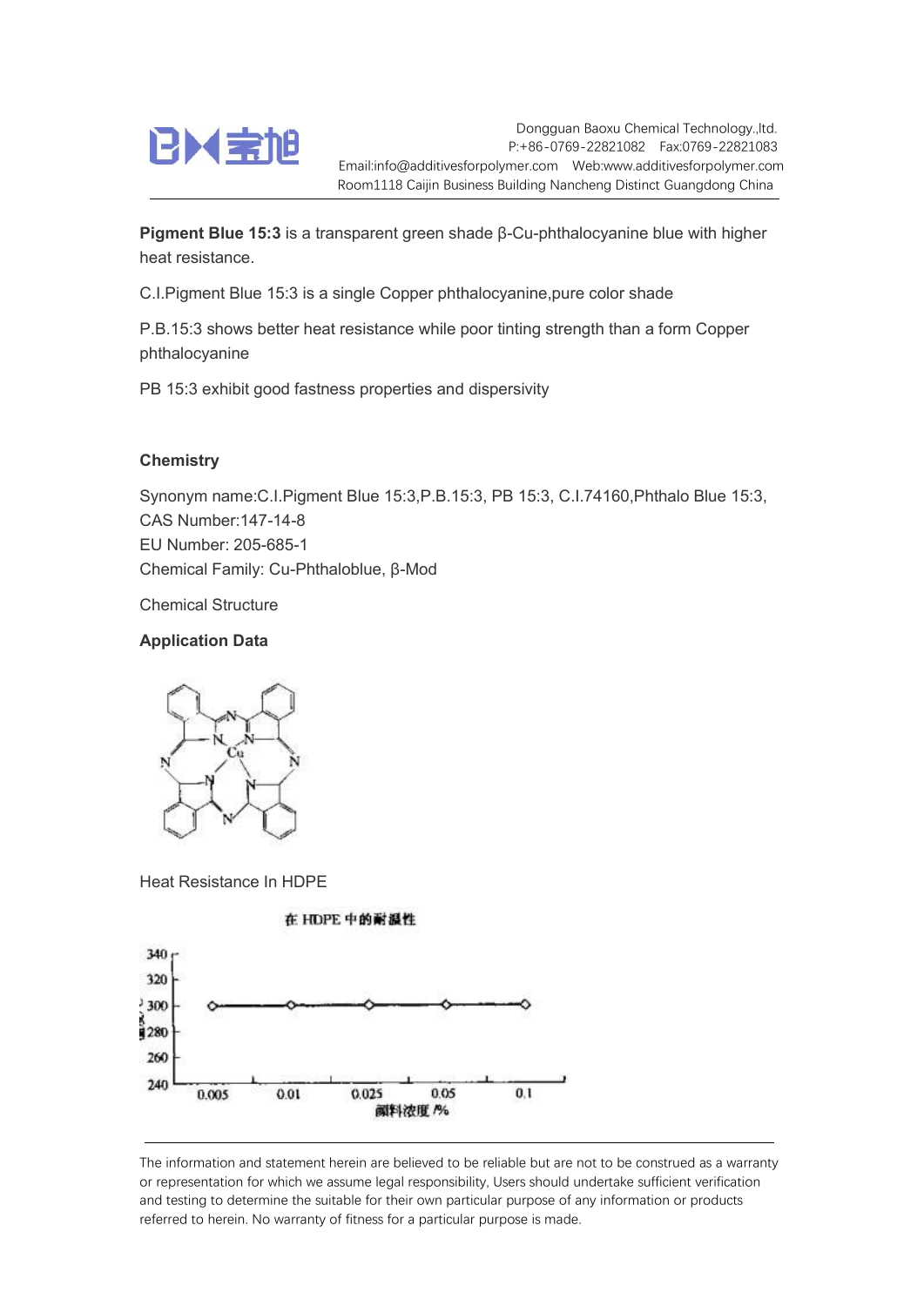Dongguan Baoxu Chemical Technology.,ltd.
P:+86-0769-22821082 Fax:0769-22821083
Email:info@additivesforpolymer.com Web:www.additivesforpolymer.com
Room1118 Caijin Business Building Nancheng Distinct Guangdong China

**Pigment Blue 15:3** is a transparent green shade β-Cu-phthalocyanine blue with higher heat resistance.

C.I.Pigment Blue 15:3 is a single Copper phthalocyanine,pure color shade

P.B.15:3 shows better heat resistance while poor tinting strength than a form Copper phthalocyanine

PB 15:3 exhibit good fastness properties and dispersivity

**Chemistry**

Synonym name:C.I.Pigment Blue 15:3,P.B.15:3, PB 15:3, C.I.74160,Phthalo Blue 15:3,
CAS Number:147-14-8
EU Number: 205-685-1
Chemical Family: Cu-Phthaloblue, β-Mod

Chemical Structure

**Application Data**

Heat Resistance In HDPE

在 HDPE 中的耐温性

| 颜料浓度 /% | 0.005 | 0.01 | 0.025 | 0.05 | 0.1 |
|---|---|---|---|---|---|
| 耐温性 (°C) | 300 | 300 | 300 | 300 | 300 |

The information and statement herein are believed to be reliable but are not to be construed as a warranty or representation for which we assume legal responsibility, Users should undertake sufficient verification and testing to determine the suitable for their own particular purpose of any information or products referred to herein. No warranty of fitness for a particular purpose is made.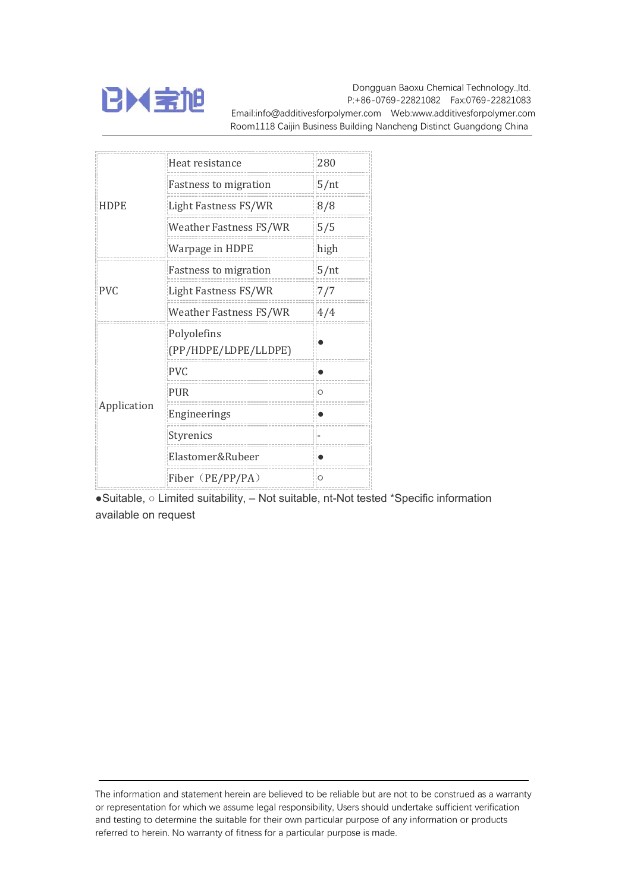| | | |
|---|---|---|
| HDPE | Heat resistance | 280 |
| | Fastness to migration | 5/nt |
| | Light Fastness FS/WR | 8/8 |
| | Weather Fastness FS/WR | 5/5 |
| | Warpage in HDPE | high |
| PVC | Fastness to migration | 5/nt |
| | Light Fastness FS/WR | 7/7 |
| | Weather Fastness FS/WR | 4/4 |
| Application | Polyolefins (PP/HDPE/LDPE/LLDPE) | ● |
| | PVC | ● |
| | PUR | ○ |
| | Engineerings | ● |
| | Styrenics | - |
| | Elastomer&Rubeer | ● |
| | Fiber（PE/PP/PA） | ○ |

●Suitable, ○ Limited suitability, – Not suitable, nt-Not tested *Specific information available on request

The information and statement herein are believed to be reliable but are not to be construed as a warranty or representation for which we assume legal responsibility, Users should undertake sufficient verification and testing to determine the suitable for their own particular purpose of any information or products referred to herein. No warranty of fitness for a particular purpose is made.